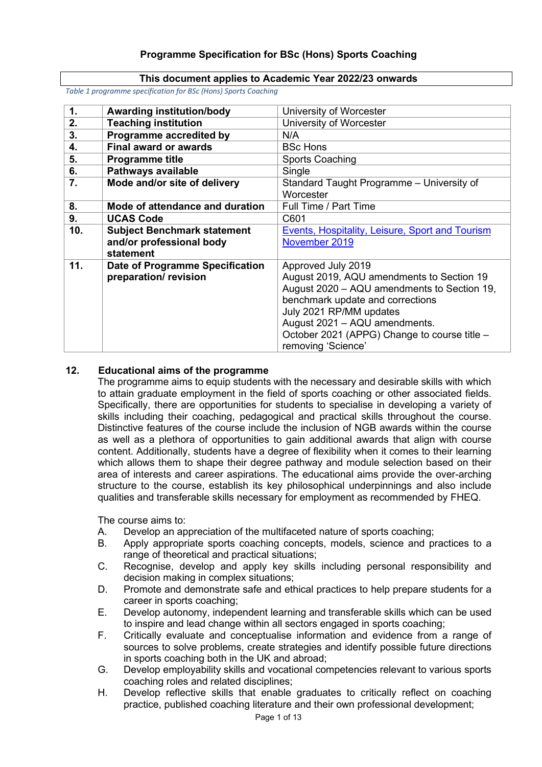# Programme Specification for BSc (Hons) Sports Coaching

**This document applies to Academic Year 2022/23 onwards**

*Table 1 programme specification for BSc (Hons) Sports Coaching*

| | | |
|---|---|---|
| **1.** | **Awarding institution/body** | University of Worcester |
| **2.** | **Teaching institution** | University of Worcester |
| **3.** | **Programme accredited by** | N/A |
| **4.** | **Final award or awards** | BSc Hons |
| **5.** | **Programme title** | Sports Coaching |
| **6.** | **Pathways available** | Single |
| **7.** | **Mode and/or site of delivery** | Standard Taught Programme – University of Worcester |
| **8.** | **Mode of attendance and duration** | Full Time / Part Time |
| **9.** | **UCAS Code** | C601 |
| **10.** | **Subject Benchmark statement and/or professional body statement** | Events, Hospitality, Leisure, Sport and Tourism November 2019 |
| **11.** | **Date of Programme Specification preparation/ revision** | Approved July 2019<br>August 2019, AQU amendments to Section 19<br>August 2020 – AQU amendments to Section 19, benchmark update and corrections<br>July 2021 RP/MM updates<br>August 2021 – AQU amendments.<br>October 2021 (APPG) Change to course title – removing 'Science' |

## 12. Educational aims of the programme

The programme aims to equip students with the necessary and desirable skills with which to attain graduate employment in the field of sports coaching or other associated fields. Specifically, there are opportunities for students to specialise in developing a variety of skills including their coaching, pedagogical and practical skills throughout the course. Distinctive features of the course include the inclusion of NGB awards within the course as well as a plethora of opportunities to gain additional awards that align with course content. Additionally, students have a degree of flexibility when it comes to their learning which allows them to shape their degree pathway and module selection based on their area of interests and career aspirations. The educational aims provide the over-arching structure to the course, establish its key philosophical underpinnings and also include qualities and transferable skills necessary for employment as recommended by FHEQ.

The course aims to:

A. Develop an appreciation of the multifaceted nature of sports coaching;
B. Apply appropriate sports coaching concepts, models, science and practices to a range of theoretical and practical situations;
C. Recognise, develop and apply key skills including personal responsibility and decision making in complex situations;
D. Promote and demonstrate safe and ethical practices to help prepare students for a career in sports coaching;
E. Develop autonomy, independent learning and transferable skills which can be used to inspire and lead change within all sectors engaged in sports coaching;
F. Critically evaluate and conceptualise information and evidence from a range of sources to solve problems, create strategies and identify possible future directions in sports coaching both in the UK and abroad;
G. Develop employability skills and vocational competencies relevant to various sports coaching roles and related disciplines;
H. Develop reflective skills that enable graduates to critically reflect on coaching practice, published coaching literature and their own professional development;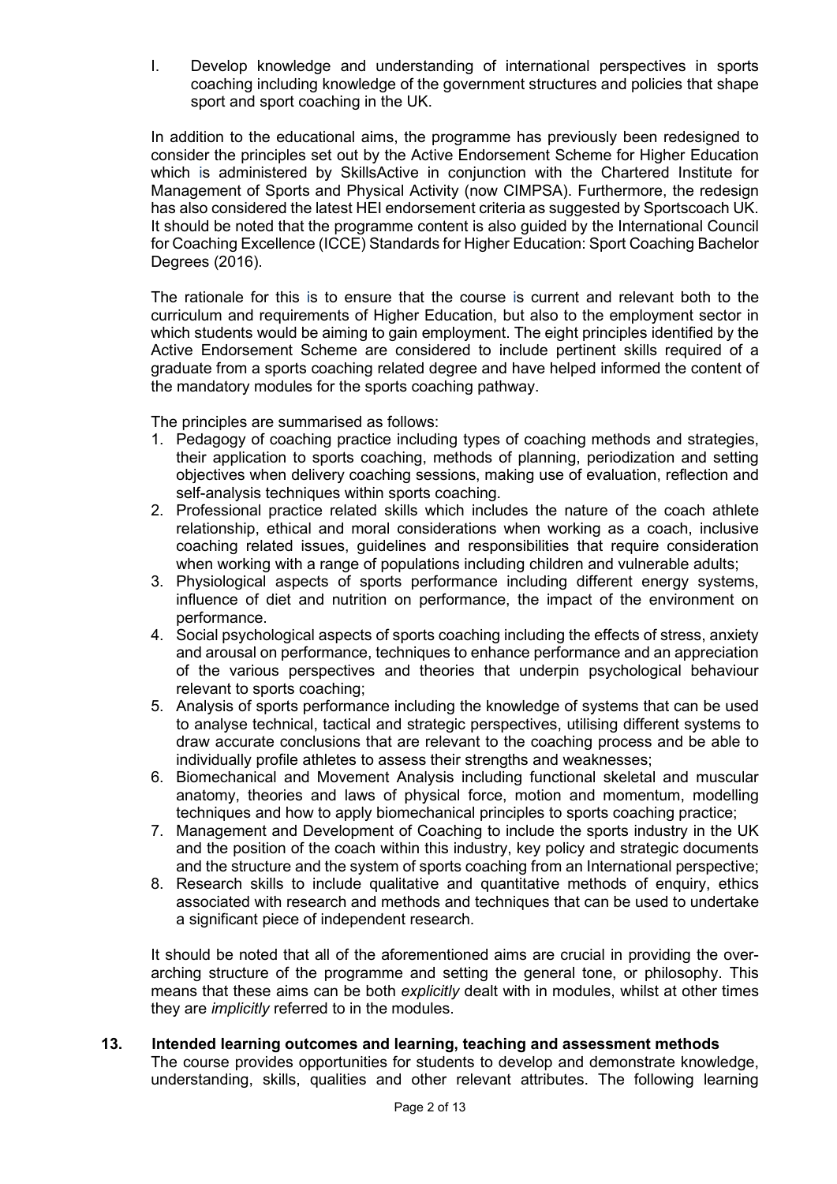I. Develop knowledge and understanding of international perspectives in sports coaching including knowledge of the government structures and policies that shape sport and sport coaching in the UK.

In addition to the educational aims, the programme has previously been redesigned to consider the principles set out by the Active Endorsement Scheme for Higher Education which is administered by SkillsActive in conjunction with the Chartered Institute for Management of Sports and Physical Activity (now CIMPSA). Furthermore, the redesign has also considered the latest HEI endorsement criteria as suggested by Sportscoach UK. It should be noted that the programme content is also guided by the International Council for Coaching Excellence (ICCE) Standards for Higher Education: Sport Coaching Bachelor Degrees (2016).

The rationale for this is to ensure that the course is current and relevant both to the curriculum and requirements of Higher Education, but also to the employment sector in which students would be aiming to gain employment. The eight principles identified by the Active Endorsement Scheme are considered to include pertinent skills required of a graduate from a sports coaching related degree and have helped informed the content of the mandatory modules for the sports coaching pathway.

The principles are summarised as follows:

1. Pedagogy of coaching practice including types of coaching methods and strategies, their application to sports coaching, methods of planning, periodization and setting objectives when delivery coaching sessions, making use of evaluation, reflection and self-analysis techniques within sports coaching.
2. Professional practice related skills which includes the nature of the coach athlete relationship, ethical and moral considerations when working as a coach, inclusive coaching related issues, guidelines and responsibilities that require consideration when working with a range of populations including children and vulnerable adults;
3. Physiological aspects of sports performance including different energy systems, influence of diet and nutrition on performance, the impact of the environment on performance.
4. Social psychological aspects of sports coaching including the effects of stress, anxiety and arousal on performance, techniques to enhance performance and an appreciation of the various perspectives and theories that underpin psychological behaviour relevant to sports coaching;
5. Analysis of sports performance including the knowledge of systems that can be used to analyse technical, tactical and strategic perspectives, utilising different systems to draw accurate conclusions that are relevant to the coaching process and be able to individually profile athletes to assess their strengths and weaknesses;
6. Biomechanical and Movement Analysis including functional skeletal and muscular anatomy, theories and laws of physical force, motion and momentum, modelling techniques and how to apply biomechanical principles to sports coaching practice;
7. Management and Development of Coaching to include the sports industry in the UK and the position of the coach within this industry, key policy and strategic documents and the structure and the system of sports coaching from an International perspective;
8. Research skills to include qualitative and quantitative methods of enquiry, ethics associated with research and methods and techniques that can be used to undertake a significant piece of independent research.

It should be noted that all of the aforementioned aims are crucial in providing the over-arching structure of the programme and setting the general tone, or philosophy. This means that these aims can be both *explicitly* dealt with in modules, whilst at other times they are *implicitly* referred to in the modules.

## 13. Intended learning outcomes and learning, teaching and assessment methods

The course provides opportunities for students to develop and demonstrate knowledge, understanding, skills, qualities and other relevant attributes. The following learning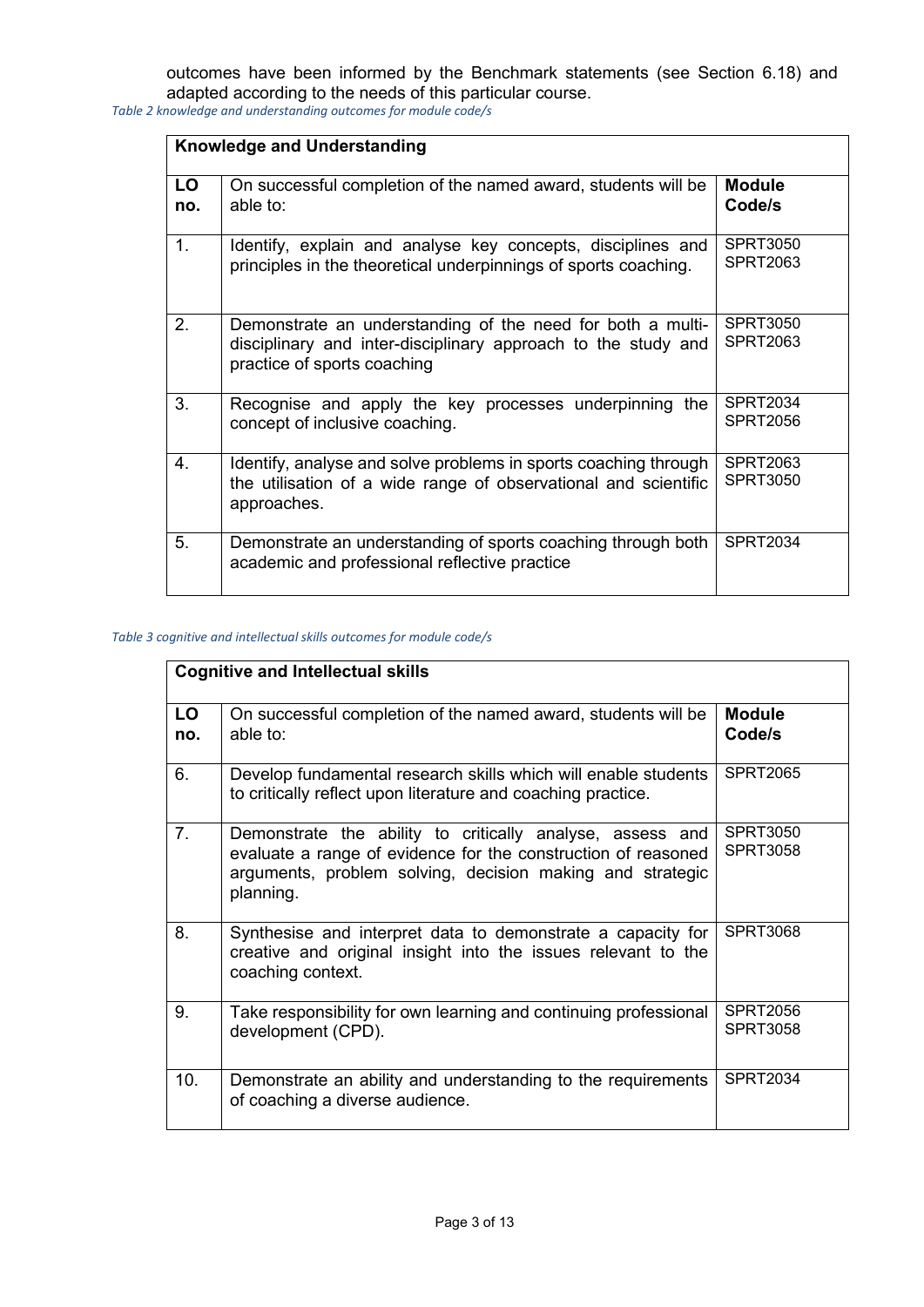outcomes have been informed by the Benchmark statements (see Section 6.18) and adapted according to the needs of this particular course.

*Table 2 knowledge and understanding outcomes for module code/s*

| **Knowledge and Understanding** | | |
|---|---|---|
| **LO no.** | On successful completion of the named award, students will be able to: | **Module Code/s** |
| 1. | Identify, explain and analyse key concepts, disciplines and principles in the theoretical underpinnings of sports coaching. | SPRT3050 SPRT2063 |
| 2. | Demonstrate an understanding of the need for both a multi-disciplinary and inter-disciplinary approach to the study and practice of sports coaching | SPRT3050 SPRT2063 |
| 3. | Recognise and apply the key processes underpinning the concept of inclusive coaching. | SPRT2034 SPRT2056 |
| 4. | Identify, analyse and solve problems in sports coaching through the utilisation of a wide range of observational and scientific approaches. | SPRT2063 SPRT3050 |
| 5. | Demonstrate an understanding of sports coaching through both academic and professional reflective practice | SPRT2034 |

*Table 3 cognitive and intellectual skills outcomes for module code/s*

| **Cognitive and Intellectual skills** | | |
|---|---|---|
| **LO no.** | On successful completion of the named award, students will be able to: | **Module Code/s** |
| 6. | Develop fundamental research skills which will enable students to critically reflect upon literature and coaching practice. | SPRT2065 |
| 7. | Demonstrate the ability to critically analyse, assess and evaluate a range of evidence for the construction of reasoned arguments, problem solving, decision making and strategic planning. | SPRT3050 SPRT3058 |
| 8. | Synthesise and interpret data to demonstrate a capacity for creative and original insight into the issues relevant to the coaching context. | SPRT3068 |
| 9. | Take responsibility for own learning and continuing professional development (CPD). | SPRT2056 SPRT3058 |
| 10. | Demonstrate an ability and understanding to the requirements of coaching a diverse audience. | SPRT2034 |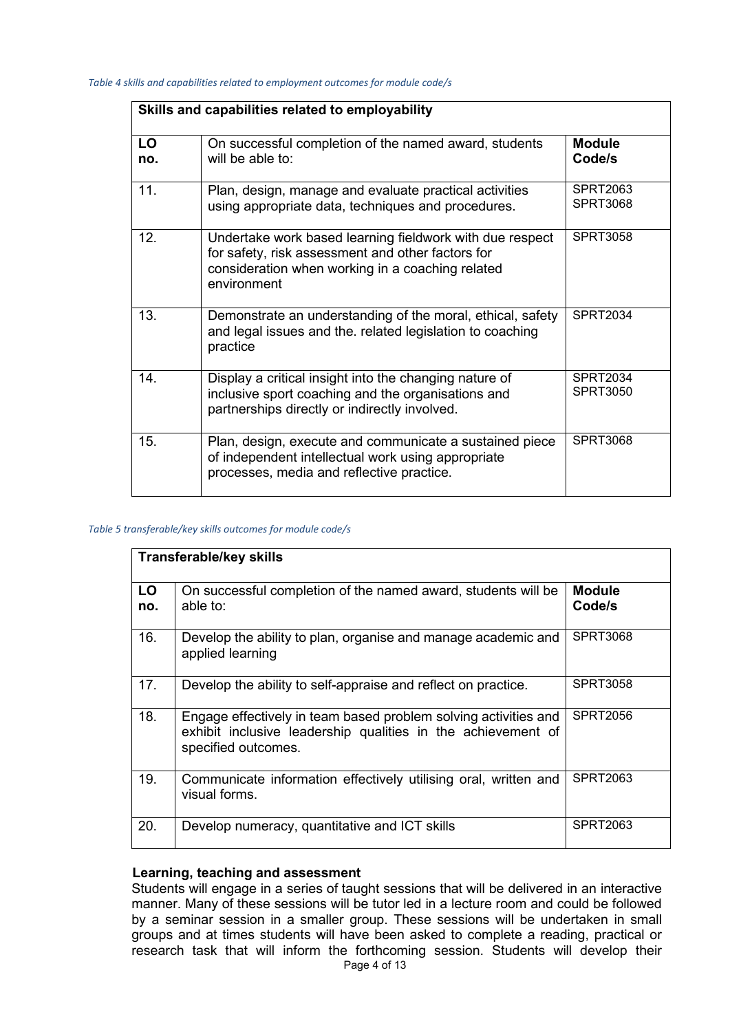*Table 4 skills and capabilities related to employment outcomes for module code/s*

| Skills and capabilities related to employability | | |
|---|---|---|
| **LO no.** | On successful completion of the named award, students will be able to: | **Module Code/s** |
| 11. | Plan, design, manage and evaluate practical activities using appropriate data, techniques and procedures. | SPRT2063 SPRT3068 |
| 12. | Undertake work based learning fieldwork with due respect for safety, risk assessment and other factors for consideration when working in a coaching related environment | SPRT3058 |
| 13. | Demonstrate an understanding of the moral, ethical, safety and legal issues and the. related legislation to coaching practice | SPRT2034 |
| 14. | Display a critical insight into the changing nature of inclusive sport coaching and the organisations and partnerships directly or indirectly involved. | SPRT2034 SPRT3050 |
| 15. | Plan, design, execute and communicate a sustained piece of independent intellectual work using appropriate processes, media and reflective practice. | SPRT3068 |

*Table 5 transferable/key skills outcomes for module code/s*

| Transferable/key skills | | |
|---|---|---|
| **LO no.** | On successful completion of the named award, students will be able to: | **Module Code/s** |
| 16. | Develop the ability to plan, organise and manage academic and applied learning | SPRT3068 |
| 17. | Develop the ability to self-appraise and reflect on practice. | SPRT3058 |
| 18. | Engage effectively in team based problem solving activities and exhibit inclusive leadership qualities in the achievement of specified outcomes. | SPRT2056 |
| 19. | Communicate information effectively utilising oral, written and visual forms. | SPRT2063 |
| 20. | Develop numeracy, quantitative and ICT skills | SPRT2063 |

**Learning, teaching and assessment**

Students will engage in a series of taught sessions that will be delivered in an interactive manner. Many of these sessions will be tutor led in a lecture room and could be followed by a seminar session in a smaller group. These sessions will be undertaken in small groups and at times students will have been asked to complete a reading, practical or research task that will inform the forthcoming session. Students will develop their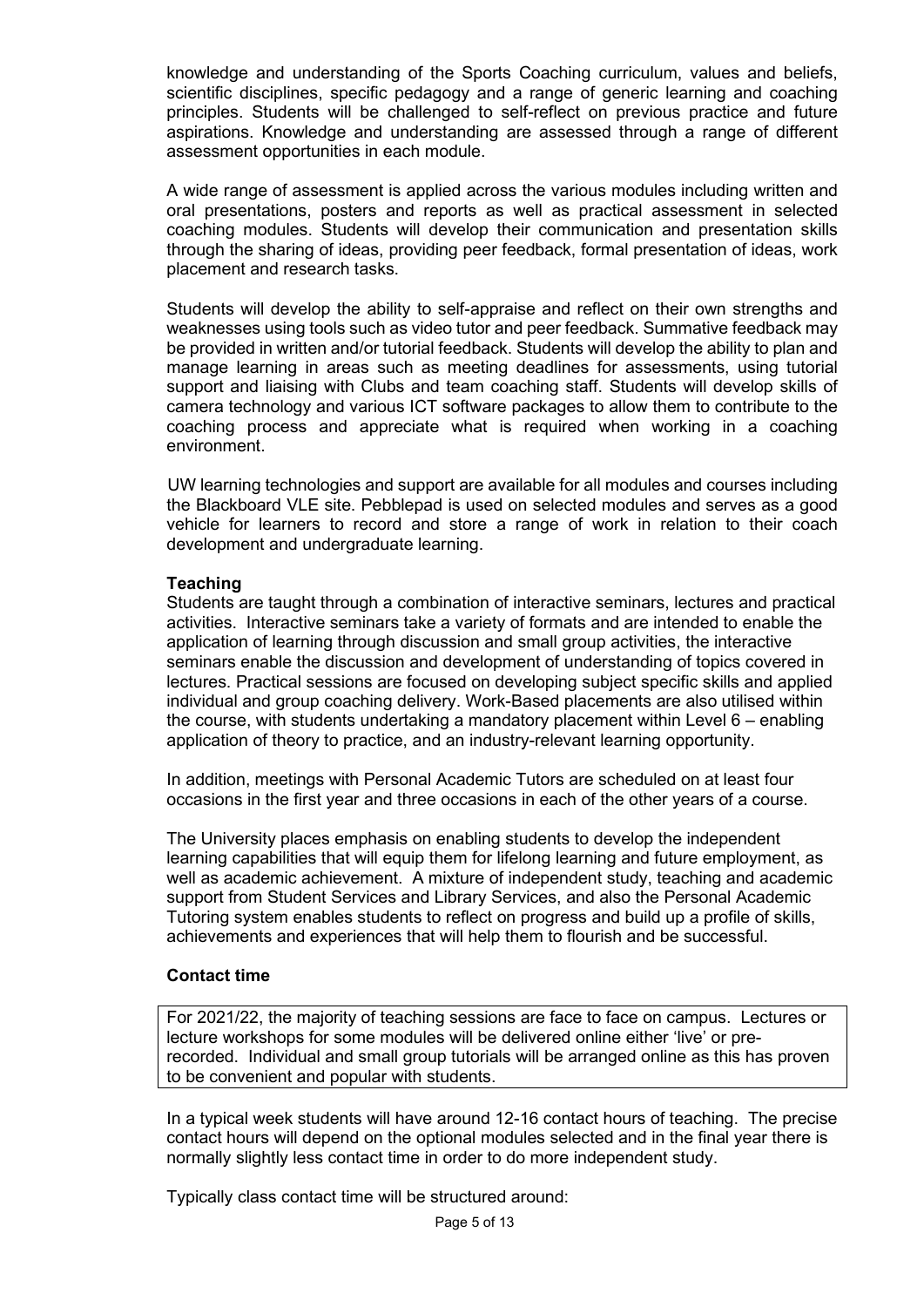knowledge and understanding of the Sports Coaching curriculum, values and beliefs, scientific disciplines, specific pedagogy and a range of generic learning and coaching principles. Students will be challenged to self-reflect on previous practice and future aspirations. Knowledge and understanding are assessed through a range of different assessment opportunities in each module.

A wide range of assessment is applied across the various modules including written and oral presentations, posters and reports as well as practical assessment in selected coaching modules. Students will develop their communication and presentation skills through the sharing of ideas, providing peer feedback, formal presentation of ideas, work placement and research tasks.

Students will develop the ability to self-appraise and reflect on their own strengths and weaknesses using tools such as video tutor and peer feedback. Summative feedback may be provided in written and/or tutorial feedback. Students will develop the ability to plan and manage learning in areas such as meeting deadlines for assessments, using tutorial support and liaising with Clubs and team coaching staff. Students will develop skills of camera technology and various ICT software packages to allow them to contribute to the coaching process and appreciate what is required when working in a coaching environment.

UW learning technologies and support are available for all modules and courses including the Blackboard VLE site. Pebblepad is used on selected modules and serves as a good vehicle for learners to record and store a range of work in relation to their coach development and undergraduate learning.

**Teaching**

Students are taught through a combination of interactive seminars, lectures and practical activities. Interactive seminars take a variety of formats and are intended to enable the application of learning through discussion and small group activities, the interactive seminars enable the discussion and development of understanding of topics covered in lectures. Practical sessions are focused on developing subject specific skills and applied individual and group coaching delivery. Work-Based placements are also utilised within the course, with students undertaking a mandatory placement within Level 6 – enabling application of theory to practice, and an industry-relevant learning opportunity.

In addition, meetings with Personal Academic Tutors are scheduled on at least four occasions in the first year and three occasions in each of the other years of a course.

The University places emphasis on enabling students to develop the independent learning capabilities that will equip them for lifelong learning and future employment, as well as academic achievement. A mixture of independent study, teaching and academic support from Student Services and Library Services, and also the Personal Academic Tutoring system enables students to reflect on progress and build up a profile of skills, achievements and experiences that will help them to flourish and be successful.

**Contact time**

For 2021/22, the majority of teaching sessions are face to face on campus. Lectures or lecture workshops for some modules will be delivered online either 'live' or pre-recorded. Individual and small group tutorials will be arranged online as this has proven to be convenient and popular with students.

In a typical week students will have around 12-16 contact hours of teaching. The precise contact hours will depend on the optional modules selected and in the final year there is normally slightly less contact time in order to do more independent study.

Typically class contact time will be structured around: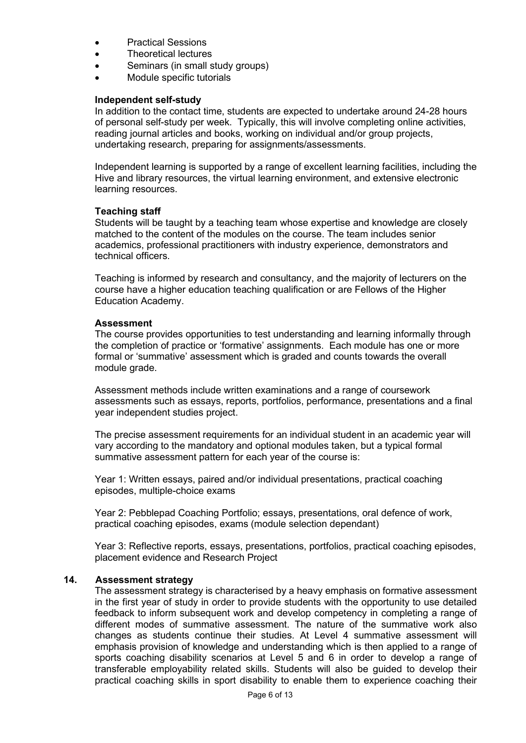- Practical Sessions
- Theoretical lectures
- Seminars (in small study groups)
- Module specific tutorials

**Independent self-study**

In addition to the contact time, students are expected to undertake around 24-28 hours of personal self-study per week. Typically, this will involve completing online activities, reading journal articles and books, working on individual and/or group projects, undertaking research, preparing for assignments/assessments.

Independent learning is supported by a range of excellent learning facilities, including the Hive and library resources, the virtual learning environment, and extensive electronic learning resources.

**Teaching staff**

Students will be taught by a teaching team whose expertise and knowledge are closely matched to the content of the modules on the course. The team includes senior academics, professional practitioners with industry experience, demonstrators and technical officers.

Teaching is informed by research and consultancy, and the majority of lecturers on the course have a higher education teaching qualification or are Fellows of the Higher Education Academy.

**Assessment**

The course provides opportunities to test understanding and learning informally through the completion of practice or 'formative' assignments. Each module has one or more formal or 'summative' assessment which is graded and counts towards the overall module grade.

Assessment methods include written examinations and a range of coursework assessments such as essays, reports, portfolios, performance, presentations and a final year independent studies project.

The precise assessment requirements for an individual student in an academic year will vary according to the mandatory and optional modules taken, but a typical formal summative assessment pattern for each year of the course is:

Year 1: Written essays, paired and/or individual presentations, practical coaching episodes, multiple-choice exams

Year 2: Pebblepad Coaching Portfolio; essays, presentations, oral defence of work, practical coaching episodes, exams (module selection dependant)

Year 3: Reflective reports, essays, presentations, portfolios, practical coaching episodes, placement evidence and Research Project

## 14. Assessment strategy

The assessment strategy is characterised by a heavy emphasis on formative assessment in the first year of study in order to provide students with the opportunity to use detailed feedback to inform subsequent work and develop competency in completing a range of different modes of summative assessment. The nature of the summative work also changes as students continue their studies. At Level 4 summative assessment will emphasis provision of knowledge and understanding which is then applied to a range of sports coaching disability scenarios at Level 5 and 6 in order to develop a range of transferable employability related skills. Students will also be guided to develop their practical coaching skills in sport disability to enable them to experience coaching their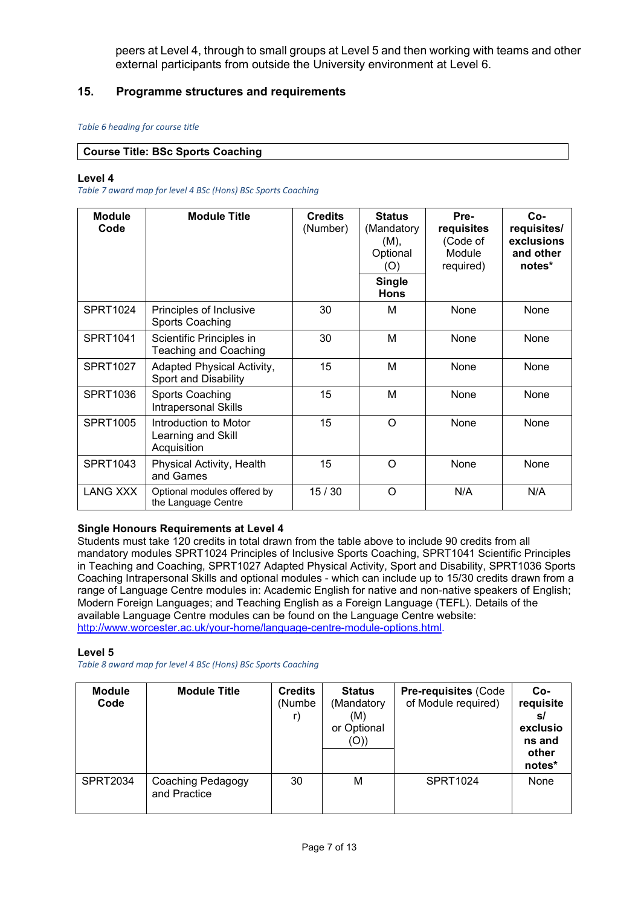peers at Level 4, through to small groups at Level 5 and then working with teams and other external participants from outside the University environment at Level 6.

## 15. Programme structures and requirements

*Table 6 heading for course title*

| Course Title: BSc Sports Coaching |
|---|

### Level 4

*Table 7 award map for level 4 BSc (Hons) BSc Sports Coaching*

| Module Code | Module Title | Credits (Number) | Status (Mandatory (M), Optional (O) **Single Hons** | Pre-requisites (Code of Module required) | Co-requisites/ exclusions and other notes* |
|---|---|---|---|---|---|
| SPRT1024 | Principles of Inclusive Sports Coaching | 30 | M | None | None |
| SPRT1041 | Scientific Principles in Teaching and Coaching | 30 | M | None | None |
| SPRT1027 | Adapted Physical Activity, Sport and Disability | 15 | M | None | None |
| SPRT1036 | Sports Coaching Intrapersonal Skills | 15 | M | None | None |
| SPRT1005 | Introduction to Motor Learning and Skill Acquisition | 15 | O | None | None |
| SPRT1043 | Physical Activity, Health and Games | 15 | O | None | None |
| LANG XXX | Optional modules offered by the Language Centre | 15 / 30 | O | N/A | N/A |

**Single Honours Requirements at Level 4**
Students must take 120 credits in total drawn from the table above to include 90 credits from all mandatory modules SPRT1024 Principles of Inclusive Sports Coaching, SPRT1041 Scientific Principles in Teaching and Coaching, SPRT1027 Adapted Physical Activity, Sport and Disability, SPRT1036 Sports Coaching Intrapersonal Skills and optional modules - which can include up to 15/30 credits drawn from a range of Language Centre modules in: Academic English for native and non-native speakers of English; Modern Foreign Languages; and Teaching English as a Foreign Language (TEFL). Details of the available Language Centre modules can be found on the Language Centre website: http://www.worcester.ac.uk/your-home/language-centre-module-options.html.

### Level 5

*Table 8 award map for level 4 BSc (Hons) BSc Sports Coaching*

| Module Code | Module Title | Credits (Number) | Status (Mandatory (M) or Optional (O)) | Pre-requisites (Code of Module required) | Co-requisites/ exclusions and other notes* |
|---|---|---|---|---|---|
| SPRT2034 | Coaching Pedagogy and Practice | 30 | M | SPRT1024 | None |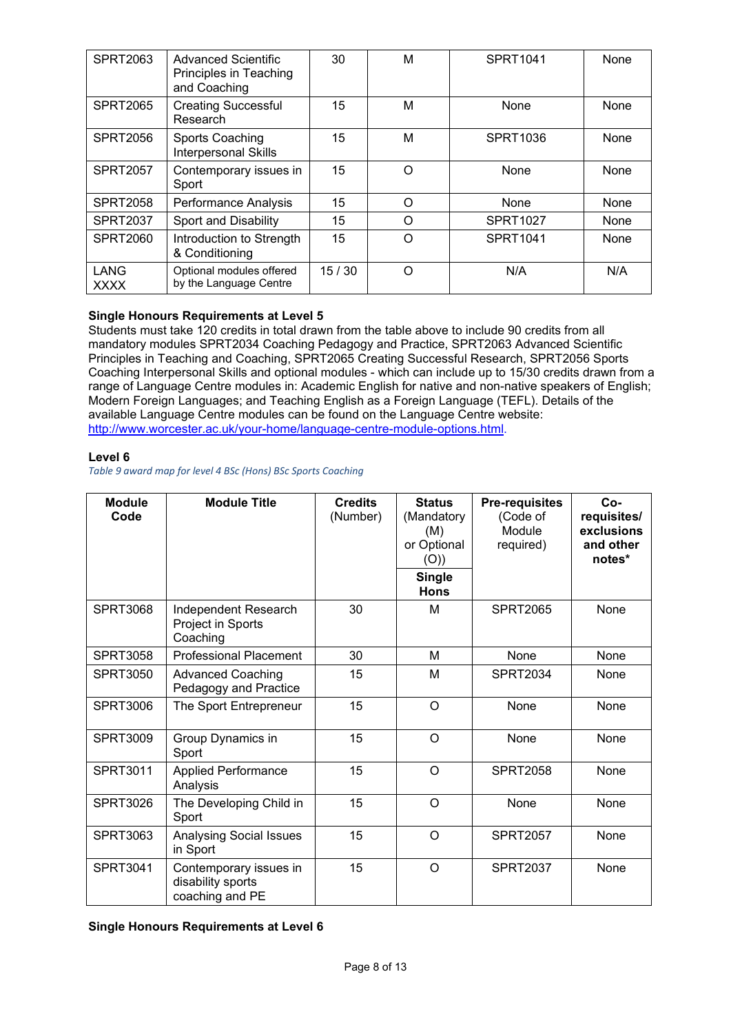| SPRT2063 | Advanced Scientific Principles in Teaching and Coaching | 30 | M | SPRT1041 | None |
|---|---|---|---|---|---|
| SPRT2065 | Creating Successful Research | 15 | M | None | None |
| SPRT2056 | Sports Coaching Interpersonal Skills | 15 | M | SPRT1036 | None |
| SPRT2057 | Contemporary issues in Sport | 15 | O | None | None |
| SPRT2058 | Performance Analysis | 15 | O | None | None |
| SPRT2037 | Sport and Disability | 15 | O | SPRT1027 | None |
| SPRT2060 | Introduction to Strength & Conditioning | 15 | O | SPRT1041 | None |
| LANG XXXX | Optional modules offered by the Language Centre | 15 / 30 | O | N/A | N/A |

**Single Honours Requirements at Level 5**

Students must take 120 credits in total drawn from the table above to include 90 credits from all mandatory modules SPRT2034 Coaching Pedagogy and Practice, SPRT2063 Advanced Scientific Principles in Teaching and Coaching, SPRT2065 Creating Successful Research, SPRT2056 Sports Coaching Interpersonal Skills and optional modules - which can include up to 15/30 credits drawn from a range of Language Centre modules in: Academic English for native and non-native speakers of English; Modern Foreign Languages; and Teaching English as a Foreign Language (TEFL). Details of the available Language Centre modules can be found on the Language Centre website: [http://www.worcester.ac.uk/your-home/language-centre-module-options.html](http://www.worcester.ac.uk/your-home/language-centre-module-options.html).

**Level 6**

*Table 9 award map for level 4 BSc (Hons) BSc Sports Coaching*

| Module Code | Module Title | Credits (Number) | Status (Mandatory (M) or Optional (O)) Single Hons | Pre-requisites (Code of Module required) | Co-requisites/ exclusions and other notes* |
|---|---|---|---|---|---|
| SPRT3068 | Independent Research Project in Sports Coaching | 30 | M | SPRT2065 | None |
| SPRT3058 | Professional Placement | 30 | M | None | None |
| SPRT3050 | Advanced Coaching Pedagogy and Practice | 15 | M | SPRT2034 | None |
| SPRT3006 | The Sport Entrepreneur | 15 | O | None | None |
| SPRT3009 | Group Dynamics in Sport | 15 | O | None | None |
| SPRT3011 | Applied Performance Analysis | 15 | O | SPRT2058 | None |
| SPRT3026 | The Developing Child in Sport | 15 | O | None | None |
| SPRT3063 | Analysing Social Issues in Sport | 15 | O | SPRT2057 | None |
| SPRT3041 | Contemporary issues in disability sports coaching and PE | 15 | O | SPRT2037 | None |

**Single Honours Requirements at Level 6**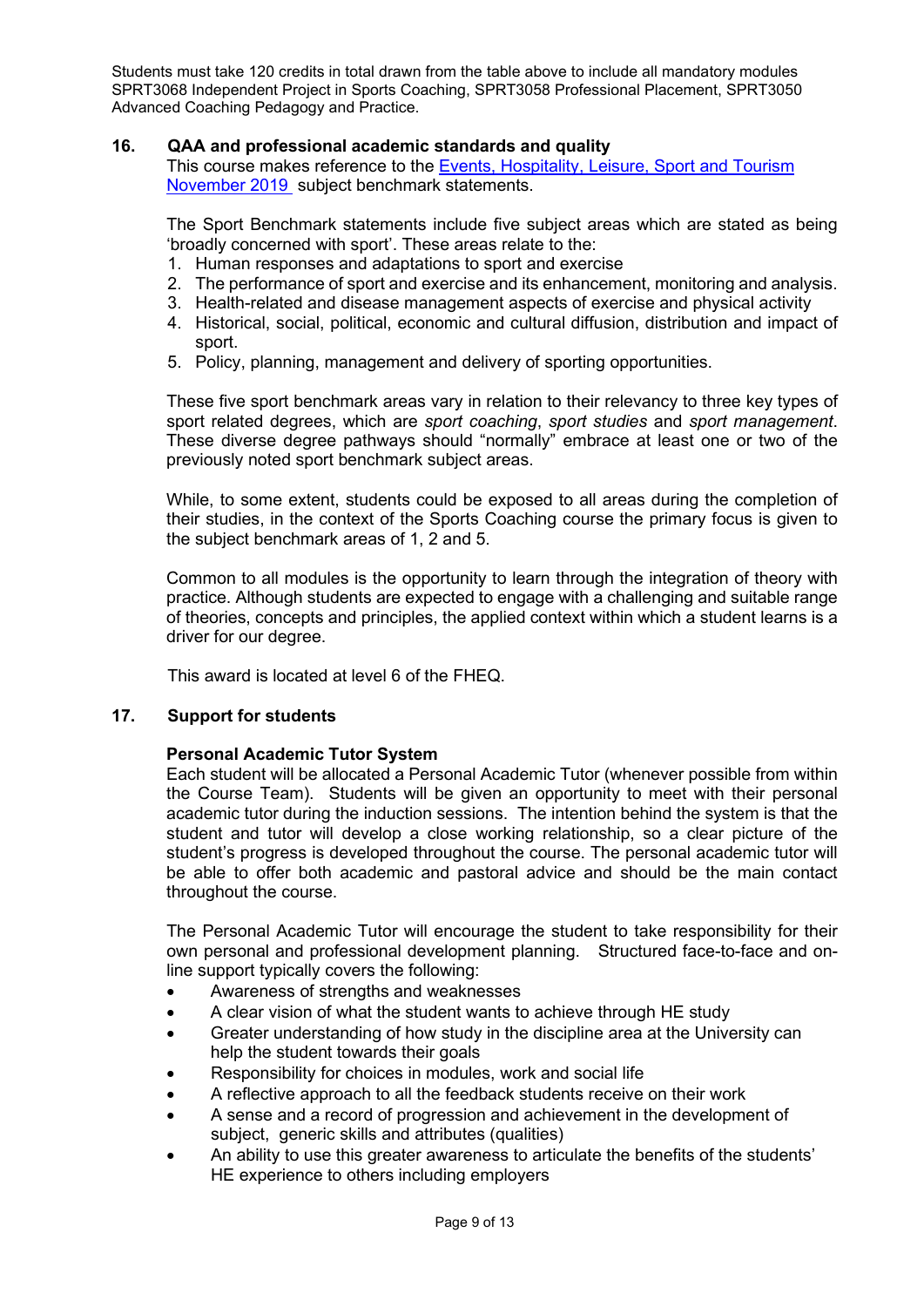Students must take 120 credits in total drawn from the table above to include all mandatory modules SPRT3068 Independent Project in Sports Coaching, SPRT3058 Professional Placement, SPRT3050 Advanced Coaching Pedagogy and Practice.

## 16. QAA and professional academic standards and quality

This course makes reference to the [Events, Hospitality, Leisure, Sport and Tourism November 2019](#) subject benchmark statements.

The Sport Benchmark statements include five subject areas which are stated as being 'broadly concerned with sport'. These areas relate to the:

1. Human responses and adaptations to sport and exercise
2. The performance of sport and exercise and its enhancement, monitoring and analysis.
3. Health-related and disease management aspects of exercise and physical activity
4. Historical, social, political, economic and cultural diffusion, distribution and impact of sport.
5. Policy, planning, management and delivery of sporting opportunities.

These five sport benchmark areas vary in relation to their relevancy to three key types of sport related degrees, which are *sport coaching*, *sport studies* and *sport management*. These diverse degree pathways should "normally" embrace at least one or two of the previously noted sport benchmark subject areas.

While, to some extent, students could be exposed to all areas during the completion of their studies, in the context of the Sports Coaching course the primary focus is given to the subject benchmark areas of 1, 2 and 5.

Common to all modules is the opportunity to learn through the integration of theory with practice. Although students are expected to engage with a challenging and suitable range of theories, concepts and principles, the applied context within which a student learns is a driver for our degree.

This award is located at level 6 of the FHEQ.

## 17. Support for students

### Personal Academic Tutor System

Each student will be allocated a Personal Academic Tutor (whenever possible from within the Course Team). Students will be given an opportunity to meet with their personal academic tutor during the induction sessions. The intention behind the system is that the student and tutor will develop a close working relationship, so a clear picture of the student's progress is developed throughout the course. The personal academic tutor will be able to offer both academic and pastoral advice and should be the main contact throughout the course.

The Personal Academic Tutor will encourage the student to take responsibility for their own personal and professional development planning. Structured face-to-face and on-line support typically covers the following:

- Awareness of strengths and weaknesses
- A clear vision of what the student wants to achieve through HE study
- Greater understanding of how study in the discipline area at the University can help the student towards their goals
- Responsibility for choices in modules, work and social life
- A reflective approach to all the feedback students receive on their work
- A sense and a record of progression and achievement in the development of subject, generic skills and attributes (qualities)
- An ability to use this greater awareness to articulate the benefits of the students' HE experience to others including employers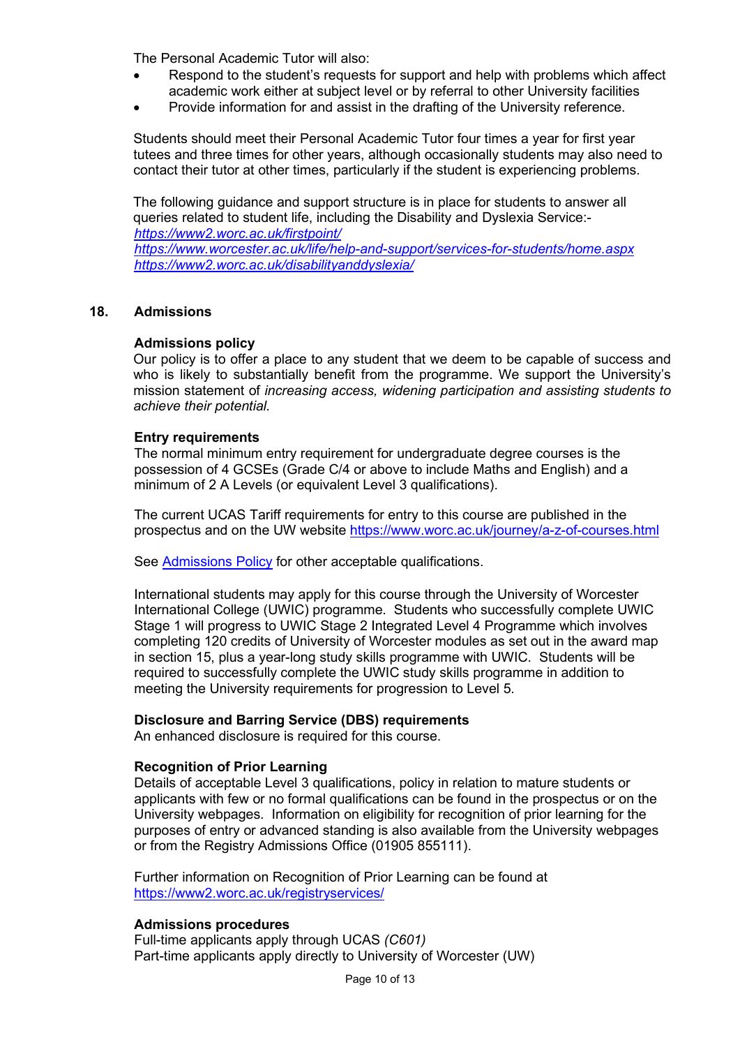The Personal Academic Tutor will also:

- Respond to the student's requests for support and help with problems which affect academic work either at subject level or by referral to other University facilities
- Provide information for and assist in the drafting of the University reference.

Students should meet their Personal Academic Tutor four times a year for first year tutees and three times for other years, although occasionally students may also need to contact their tutor at other times, particularly if the student is experiencing problems.

The following guidance and support structure is in place for students to answer all queries related to student life, including the Disability and Dyslexia Service:-
*https://www2.worc.ac.uk/firstpoint/*
*https://www.worcester.ac.uk/life/help-and-support/services-for-students/home.aspx*
*https://www2.worc.ac.uk/disabilityanddyslexia/*

## 18. Admissions

### Admissions policy

Our policy is to offer a place to any student that we deem to be capable of success and who is likely to substantially benefit from the programme. We support the University's mission statement of *increasing access, widening participation and assisting students to achieve their potential.*

### Entry requirements

The normal minimum entry requirement for undergraduate degree courses is the possession of 4 GCSEs (Grade C/4 or above to include Maths and English) and a minimum of 2 A Levels (or equivalent Level 3 qualifications).

The current UCAS Tariff requirements for entry to this course are published in the prospectus and on the UW website https://www.worc.ac.uk/journey/a-z-of-courses.html

See Admissions Policy for other acceptable qualifications.

International students may apply for this course through the University of Worcester International College (UWIC) programme. Students who successfully complete UWIC Stage 1 will progress to UWIC Stage 2 Integrated Level 4 Programme which involves completing 120 credits of University of Worcester modules as set out in the award map in section 15, plus a year-long study skills programme with UWIC. Students will be required to successfully complete the UWIC study skills programme in addition to meeting the University requirements for progression to Level 5.

### Disclosure and Barring Service (DBS) requirements

An enhanced disclosure is required for this course.

### Recognition of Prior Learning

Details of acceptable Level 3 qualifications, policy in relation to mature students or applicants with few or no formal qualifications can be found in the prospectus or on the University webpages. Information on eligibility for recognition of prior learning for the purposes of entry or advanced standing is also available from the University webpages or from the Registry Admissions Office (01905 855111).

Further information on Recognition of Prior Learning can be found at https://www2.worc.ac.uk/registryservices/

### Admissions procedures

Full-time applicants apply through UCAS *(C601)*
Part-time applicants apply directly to University of Worcester (UW)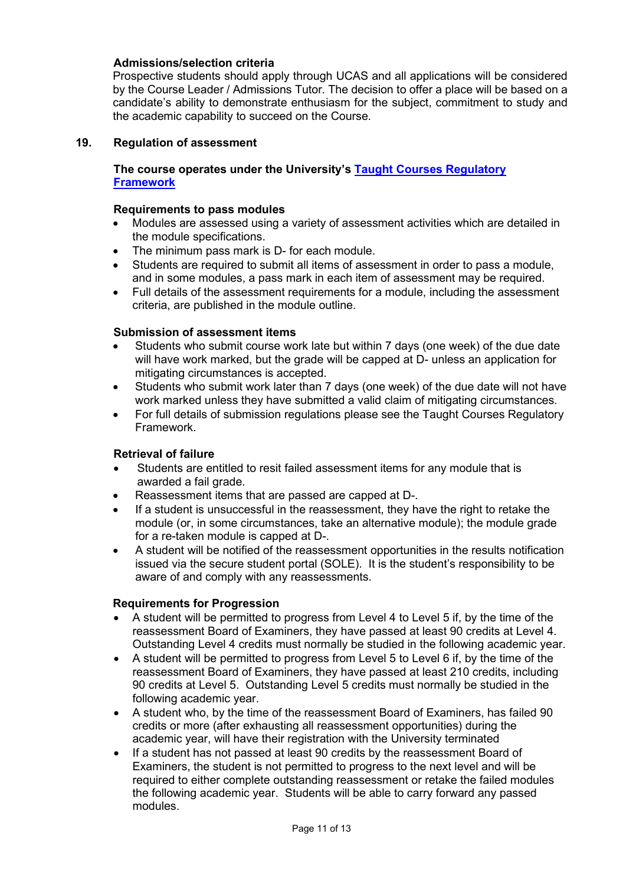**Admissions/selection criteria**

Prospective students should apply through UCAS and all applications will be considered by the Course Leader / Admissions Tutor. The decision to offer a place will be based on a candidate's ability to demonstrate enthusiasm for the subject, commitment to study and the academic capability to succeed on the Course.

## 19. Regulation of assessment

**The course operates under the University's [Taught Courses Regulatory Framework]()**

**Requirements to pass modules**

- Modules are assessed using a variety of assessment activities which are detailed in the module specifications.
- The minimum pass mark is D- for each module.
- Students are required to submit all items of assessment in order to pass a module, and in some modules, a pass mark in each item of assessment may be required.
- Full details of the assessment requirements for a module, including the assessment criteria, are published in the module outline.

**Submission of assessment items**

- Students who submit course work late but within 7 days (one week) of the due date will have work marked, but the grade will be capped at D- unless an application for mitigating circumstances is accepted.
- Students who submit work later than 7 days (one week) of the due date will not have work marked unless they have submitted a valid claim of mitigating circumstances.
- For full details of submission regulations please see the Taught Courses Regulatory Framework.

**Retrieval of failure**

- Students are entitled to resit failed assessment items for any module that is awarded a fail grade.
- Reassessment items that are passed are capped at D-.
- If a student is unsuccessful in the reassessment, they have the right to retake the module (or, in some circumstances, take an alternative module); the module grade for a re-taken module is capped at D-.
- A student will be notified of the reassessment opportunities in the results notification issued via the secure student portal (SOLE). It is the student's responsibility to be aware of and comply with any reassessments.

**Requirements for Progression**

- A student will be permitted to progress from Level 4 to Level 5 if, by the time of the reassessment Board of Examiners, they have passed at least 90 credits at Level 4. Outstanding Level 4 credits must normally be studied in the following academic year.
- A student will be permitted to progress from Level 5 to Level 6 if, by the time of the reassessment Board of Examiners, they have passed at least 210 credits, including 90 credits at Level 5. Outstanding Level 5 credits must normally be studied in the following academic year.
- A student who, by the time of the reassessment Board of Examiners, has failed 90 credits or more (after exhausting all reassessment opportunities) during the academic year, will have their registration with the University terminated
- If a student has not passed at least 90 credits by the reassessment Board of Examiners, the student is not permitted to progress to the next level and will be required to either complete outstanding reassessment or retake the failed modules the following academic year. Students will be able to carry forward any passed modules.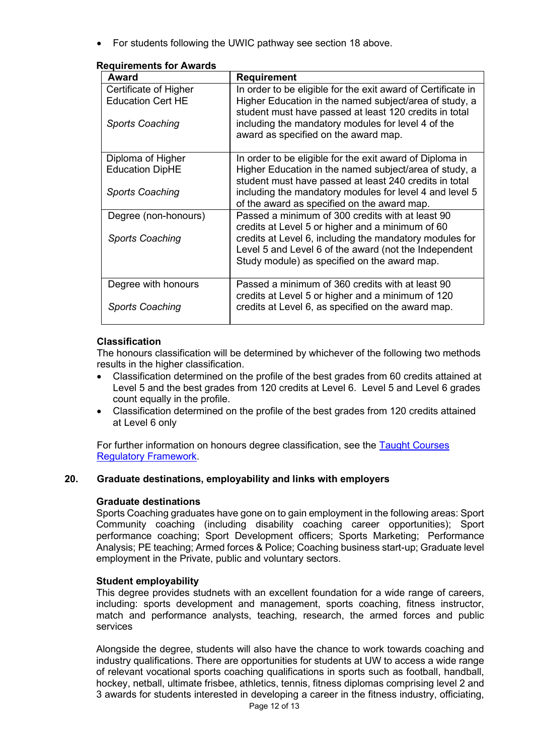- For students following the UWIC pathway see section 18 above.

**Requirements for Awards**

| Award | Requirement |
|---|---|
| Certificate of Higher Education Cert HE<br><br>*Sports Coaching* | In order to be eligible for the exit award of Certificate in Higher Education in the named subject/area of study, a student must have passed at least 120 credits in total including the mandatory modules for level 4 of the award as specified on the award map. |
| Diploma of Higher Education DipHE<br><br>*Sports Coaching* | In order to be eligible for the exit award of Diploma in Higher Education in the named subject/area of study, a student must have passed at least 240 credits in total including the mandatory modules for level 4 and level 5 of the award as specified on the award map. |
| Degree (non-honours)<br><br>*Sports Coaching* | Passed a minimum of 300 credits with at least 90 credits at Level 5 or higher and a minimum of 60 credits at Level 6, including the mandatory modules for Level 5 and Level 6 of the award (not the Independent Study module) as specified on the award map. |
| Degree with honours<br><br>*Sports Coaching* | Passed a minimum of 360 credits with at least 90 credits at Level 5 or higher and a minimum of 120 credits at Level 6, as specified on the award map. |

**Classification**

The honours classification will be determined by whichever of the following two methods results in the higher classification.

- Classification determined on the profile of the best grades from 60 credits attained at Level 5 and the best grades from 120 credits at Level 6. Level 5 and Level 6 grades count equally in the profile.
- Classification determined on the profile of the best grades from 120 credits attained at Level 6 only

For further information on honours degree classification, see the [Taught Courses Regulatory Framework](Taught Courses Regulatory Framework).

## 20. Graduate destinations, employability and links with employers

**Graduate destinations**

Sports Coaching graduates have gone on to gain employment in the following areas: Sport Community coaching (including disability coaching career opportunities); Sport performance coaching; Sport Development officers; Sports Marketing; Performance Analysis; PE teaching; Armed forces & Police; Coaching business start-up; Graduate level employment in the Private, public and voluntary sectors.

**Student employability**

This degree provides studnets with an excellent foundation for a wide range of careers, including: sports development and management, sports coaching, fitness instructor, match and performance analysts, teaching, research, the armed forces and public services

Alongside the degree, students will also have the chance to work towards coaching and industry qualifications. There are opportunities for students at UW to access a wide range of relevant vocational sports coaching qualifications in sports such as football, handball, hockey, netball, ultimate frisbee, athletics, tennis, fitness diplomas comprising level 2 and 3 awards for students interested in developing a career in the fitness industry, officiating,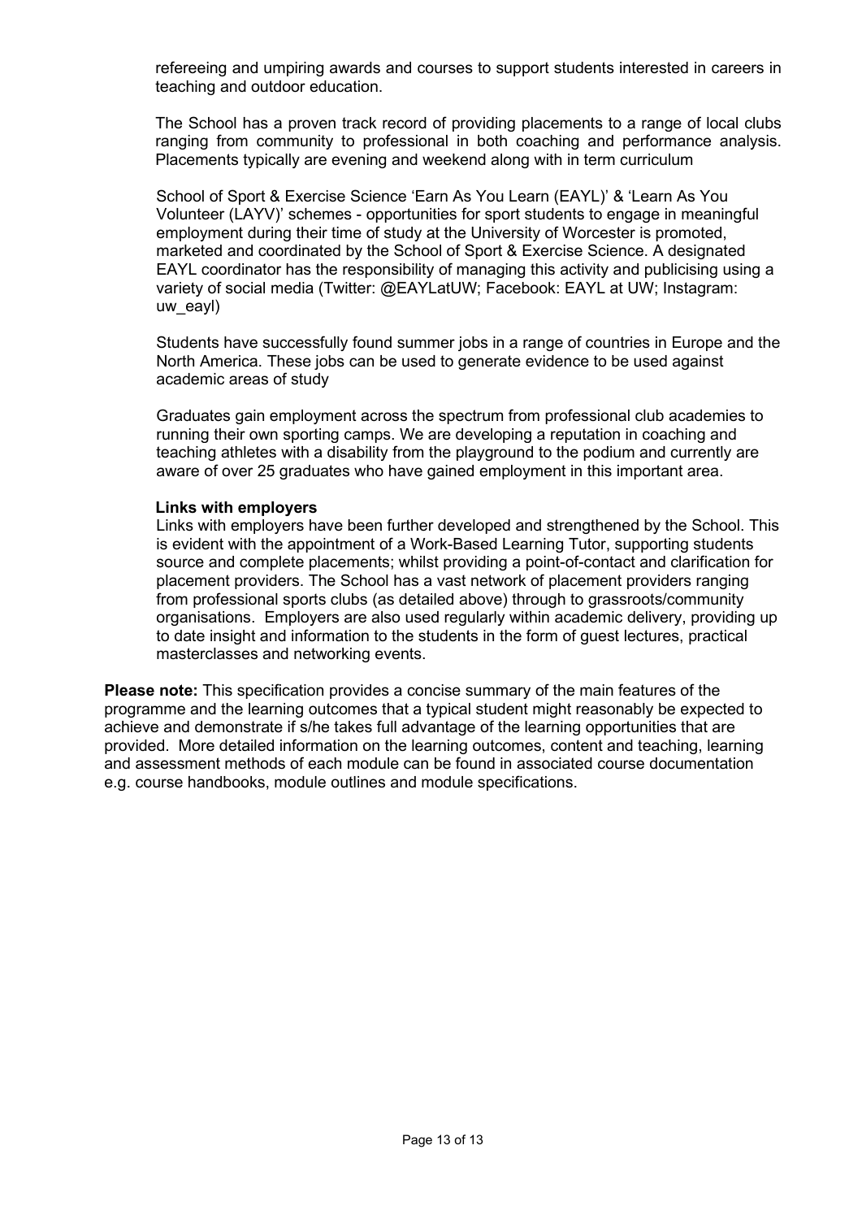refereeing and umpiring awards and courses to support students interested in careers in teaching and outdoor education.

The School has a proven track record of providing placements to a range of local clubs ranging from community to professional in both coaching and performance analysis. Placements typically are evening and weekend along with in term curriculum

School of Sport & Exercise Science 'Earn As You Learn (EAYL)' & 'Learn As You Volunteer (LAYV)' schemes - opportunities for sport students to engage in meaningful employment during their time of study at the University of Worcester is promoted, marketed and coordinated by the School of Sport & Exercise Science. A designated EAYL coordinator has the responsibility of managing this activity and publicising using a variety of social media (Twitter: @EAYLatUW; Facebook: EAYL at UW; Instagram: uw_eayl)

Students have successfully found summer jobs in a range of countries in Europe and the North America. These jobs can be used to generate evidence to be used against academic areas of study

Graduates gain employment across the spectrum from professional club academies to running their own sporting camps. We are developing a reputation in coaching and teaching athletes with a disability from the playground to the podium and currently are aware of over 25 graduates who have gained employment in this important area.

**Links with employers**

Links with employers have been further developed and strengthened by the School. This is evident with the appointment of a Work-Based Learning Tutor, supporting students source and complete placements; whilst providing a point-of-contact and clarification for placement providers. The School has a vast network of placement providers ranging from professional sports clubs (as detailed above) through to grassroots/community organisations. Employers are also used regularly within academic delivery, providing up to date insight and information to the students in the form of guest lectures, practical masterclasses and networking events.

**Please note:** This specification provides a concise summary of the main features of the programme and the learning outcomes that a typical student might reasonably be expected to achieve and demonstrate if s/he takes full advantage of the learning opportunities that are provided. More detailed information on the learning outcomes, content and teaching, learning and assessment methods of each module can be found in associated course documentation e.g. course handbooks, module outlines and module specifications.